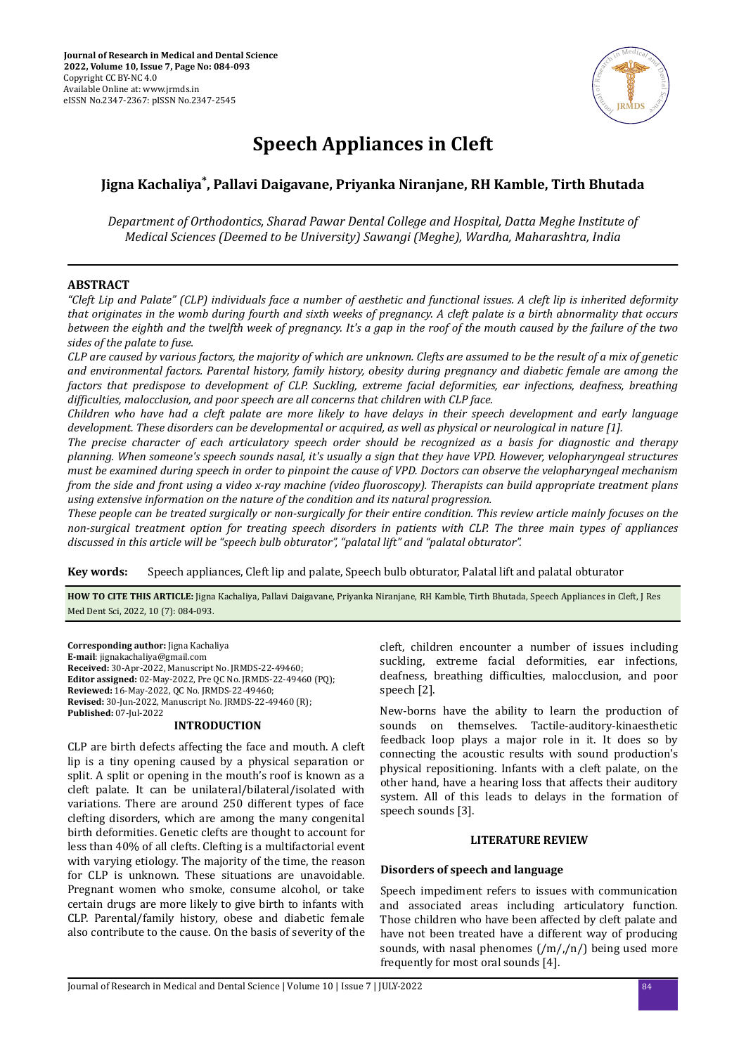# Speech Appliances in Cleft

## Jigna Kachaliya*, Pallavi Daigavane, Priyanka Niranjane, RH Kamble, Tirth Bhutada

*Department of Orthodontics, Sharad Pawar Dental College and Hospital, Datta Meghe Institute of Medical Sciences (Deemed to be University) Sawangi (Meghe), Wardha, Maharashtra, India*

### ABSTRACT

*"Cleft Lip and Palate" (CLP) individuals face a number of aesthetic and functional issues. A cleft lip is inherited deformity that originates in the womb during fourth and sixth weeks of pregnancy. A cleft palate is a birth abnormality that occurs between the eighth and the twelfth week of pregnancy. It's a gap in the roof of the mouth caused by the failure of the two sides of the palate to fuse.*

*CLP are caused by various factors, the majority of which are unknown. Clefts are assumed to be the result of a mix of genetic and environmental factors. Parental history, family history, obesity during pregnancy and diabetic female are among the factors that predispose to development of CLP. Suckling, extreme facial deformities, ear infections, deafness, breathing difficulties, malocclusion, and poor speech are all concerns that children with CLP face.*

*Children who have had a cleft palate are more likely to have delays in their speech development and early language development. These disorders can be developmental or acquired, as well as physical or neurological in nature [1].*

*The precise character of each articulatory speech order should be recognized as a basis for diagnostic and therapy planning. When someone's speech sounds nasal, it's usually a sign that they have VPD. However, velopharyngeal structures must be examined during speech in order to pinpoint the cause of VPD. Doctors can observe the velopharyngeal mechanism from the side and front using a video x-ray machine (video fluoroscopy). Therapists can build appropriate treatment plans using extensive information on the nature of the condition and its natural progression.*

*These people can be treated surgically or non-surgically for their entire condition. This review article mainly focuses on the non-surgical treatment option for treating speech disorders in patients with CLP. The three main types of appliances discussed in this article will be "speech bulb obturator", "palatal lift" and "palatal obturator".*

**Key words:** Speech appliances, Cleft lip and palate, Speech bulb obturator, Palatal lift and palatal obturator

**HOW TO CITE THIS ARTICLE:** Jigna Kachaliya, Pallavi Daigavane, Priyanka Niranjane, RH Kamble, Tirth Bhutada, Speech Appliances in Cleft, J Res Med Dent Sci, 2022, 10 (7): 084-093.

**Corresponding author:** Jigna Kachaliya
**E-mail**: jignakachaliya@gmail.com
**Received:** 30-Apr-2022, Manuscript No. JRMDS-22-49460;
**Editor assigned:** 02-May-2022, Pre QC No. JRMDS-22-49460 (PQ);
**Reviewed:** 16-May-2022, QC No. JRMDS-22-49460;
**Revised:** 30-Jun-2022, Manuscript No. JRMDS-22-49460 (R);
**Published:** 07-Jul-2022

### INTRODUCTION

CLP are birth defects affecting the face and mouth. A cleft lip is a tiny opening caused by a physical separation or split. A split or opening in the mouth's roof is known as a cleft palate. It can be unilateral/bilateral/isolated with variations. There are around 250 different types of face clefting disorders, which are among the many congenital birth deformities. Genetic clefts are thought to account for less than 40% of all clefts. Clefting is a multifactorial event with varying etiology. The majority of the time, the reason for CLP is unknown. These situations are unavoidable. Pregnant women who smoke, consume alcohol, or take certain drugs are more likely to give birth to infants with CLP. Parental/family history, obese and diabetic female also contribute to the cause. On the basis of severity of the cleft, children encounter a number of issues including suckling, extreme facial deformities, ear infections, deafness, breathing difficulties, malocclusion, and poor speech [2].

New-borns have the ability to learn the production of sounds on themselves. Tactile-auditory-kinaesthetic feedback loop plays a major role in it. It does so by connecting the acoustic results with sound production's physical repositioning. Infants with a cleft palate, on the other hand, have a hearing loss that affects their auditory system. All of this leads to delays in the formation of speech sounds [3].

### LITERATURE REVIEW

#### Disorders of speech and language

Speech impediment refers to issues with communication and associated areas including articulatory function. Those children who have been affected by cleft palate and have not been treated have a different way of producing sounds, with nasal phenomes (/m/,/n/) being used more frequently for most oral sounds [4].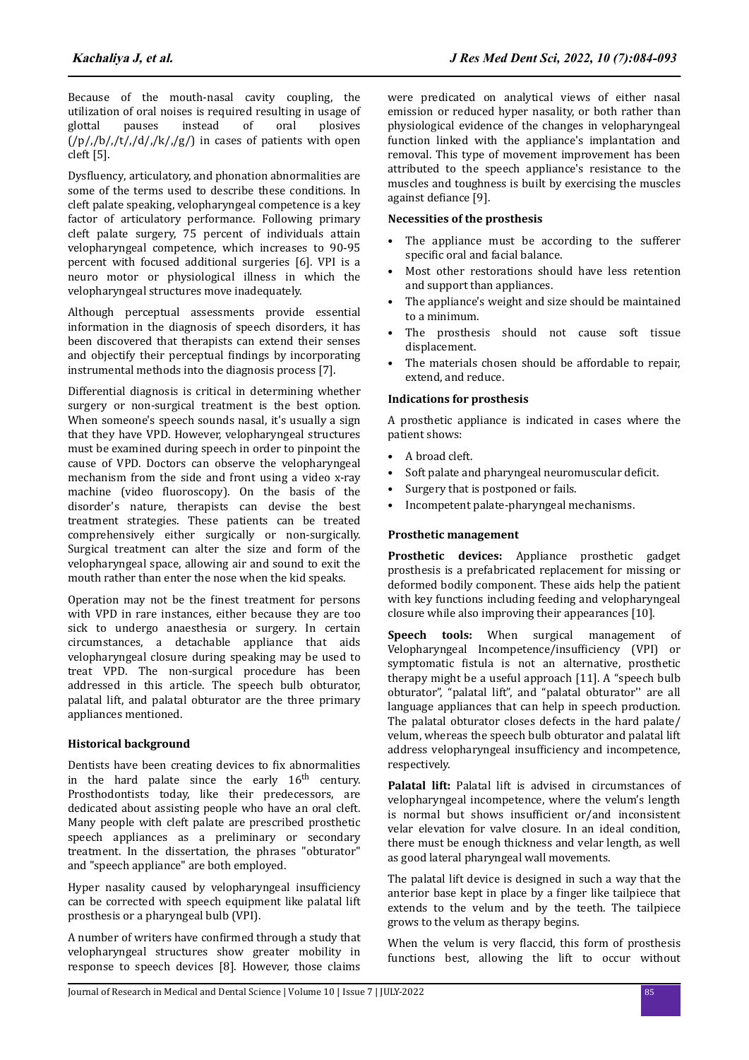Because of the mouth-nasal cavity coupling, the utilization of oral noises is required resulting in usage of glottal pauses instead of oral plosives (/p/,/b/,/t/,/d/,/k/,/g/) in cases of patients with open cleft [5].

Dysfluency, articulatory, and phonation abnormalities are some of the terms used to describe these conditions. In cleft palate speaking, velopharyngeal competence is a key factor of articulatory performance. Following primary cleft palate surgery, 75 percent of individuals attain velopharyngeal competence, which increases to 90-95 percent with focused additional surgeries [6]. VPI is a neuro motor or physiological illness in which the velopharyngeal structures move inadequately.

Although perceptual assessments provide essential information in the diagnosis of speech disorders, it has been discovered that therapists can extend their senses and objectify their perceptual findings by incorporating instrumental methods into the diagnosis process [7].

Differential diagnosis is critical in determining whether surgery or non-surgical treatment is the best option. When someone's speech sounds nasal, it's usually a sign that they have VPD. However, velopharyngeal structures must be examined during speech in order to pinpoint the cause of VPD. Doctors can observe the velopharyngeal mechanism from the side and front using a video x-ray machine (video fluoroscopy). On the basis of the disorder's nature, therapists can devise the best treatment strategies. These patients can be treated comprehensively either surgically or non-surgically. Surgical treatment can alter the size and form of the velopharyngeal space, allowing air and sound to exit the mouth rather than enter the nose when the kid speaks.

Operation may not be the finest treatment for persons with VPD in rare instances, either because they are too sick to undergo anaesthesia or surgery. In certain circumstances, a detachable appliance that aids velopharyngeal closure during speaking may be used to treat VPD. The non-surgical procedure has been addressed in this article. The speech bulb obturator, palatal lift, and palatal obturator are the three primary appliances mentioned.

### Historical background

Dentists have been creating devices to fix abnormalities in the hard palate since the early 16th century. Prosthodontists today, like their predecessors, are dedicated about assisting people who have an oral cleft. Many people with cleft palate are prescribed prosthetic speech appliances as a preliminary or secondary treatment. In the dissertation, the phrases "obturator" and "speech appliance" are both employed.

Hyper nasality caused by velopharyngeal insufficiency can be corrected with speech equipment like palatal lift prosthesis or a pharyngeal bulb (VPI).

A number of writers have confirmed through a study that velopharyngeal structures show greater mobility in response to speech devices [8]. However, those claims were predicated on analytical views of either nasal emission or reduced hyper nasality, or both rather than physiological evidence of the changes in velopharyngeal function linked with the appliance's implantation and removal. This type of movement improvement has been attributed to the speech appliance's resistance to the muscles and toughness is built by exercising the muscles against defiance [9].

### Necessities of the prosthesis

- The appliance must be according to the sufferer specific oral and facial balance.
- Most other restorations should have less retention and support than appliances.
- The appliance's weight and size should be maintained to a minimum.
- The prosthesis should not cause soft tissue displacement.
- The materials chosen should be affordable to repair, extend, and reduce.

### Indications for prosthesis

A prosthetic appliance is indicated in cases where the patient shows:

- A broad cleft.
- Soft palate and pharyngeal neuromuscular deficit.
- Surgery that is postponed or fails.
- Incompetent palate-pharyngeal mechanisms.

### Prosthetic management

**Prosthetic devices:** Appliance prosthetic gadget prosthesis is a prefabricated replacement for missing or deformed bodily component. These aids help the patient with key functions including feeding and velopharyngeal closure while also improving their appearances [10].

**Speech tools:** When surgical management of Velopharyngeal Incompetence/insufficiency (VPI) or symptomatic fistula is not an alternative, prosthetic therapy might be a useful approach [11]. A "speech bulb obturator", "palatal lift", and "palatal obturator'' are all language appliances that can help in speech production. The palatal obturator closes defects in the hard palate/ velum, whereas the speech bulb obturator and palatal lift address velopharyngeal insufficiency and incompetence, respectively.

**Palatal lift:** Palatal lift is advised in circumstances of velopharyngeal incompetence, where the velum's length is normal but shows insufficient or/and inconsistent velar elevation for valve closure. In an ideal condition, there must be enough thickness and velar length, as well as good lateral pharyngeal wall movements.

The palatal lift device is designed in such a way that the anterior base kept in place by a finger like tailpiece that extends to the velum and by the teeth. The tailpiece grows to the velum as therapy begins.

When the velum is very flaccid, this form of prosthesis functions best, allowing the lift to occur without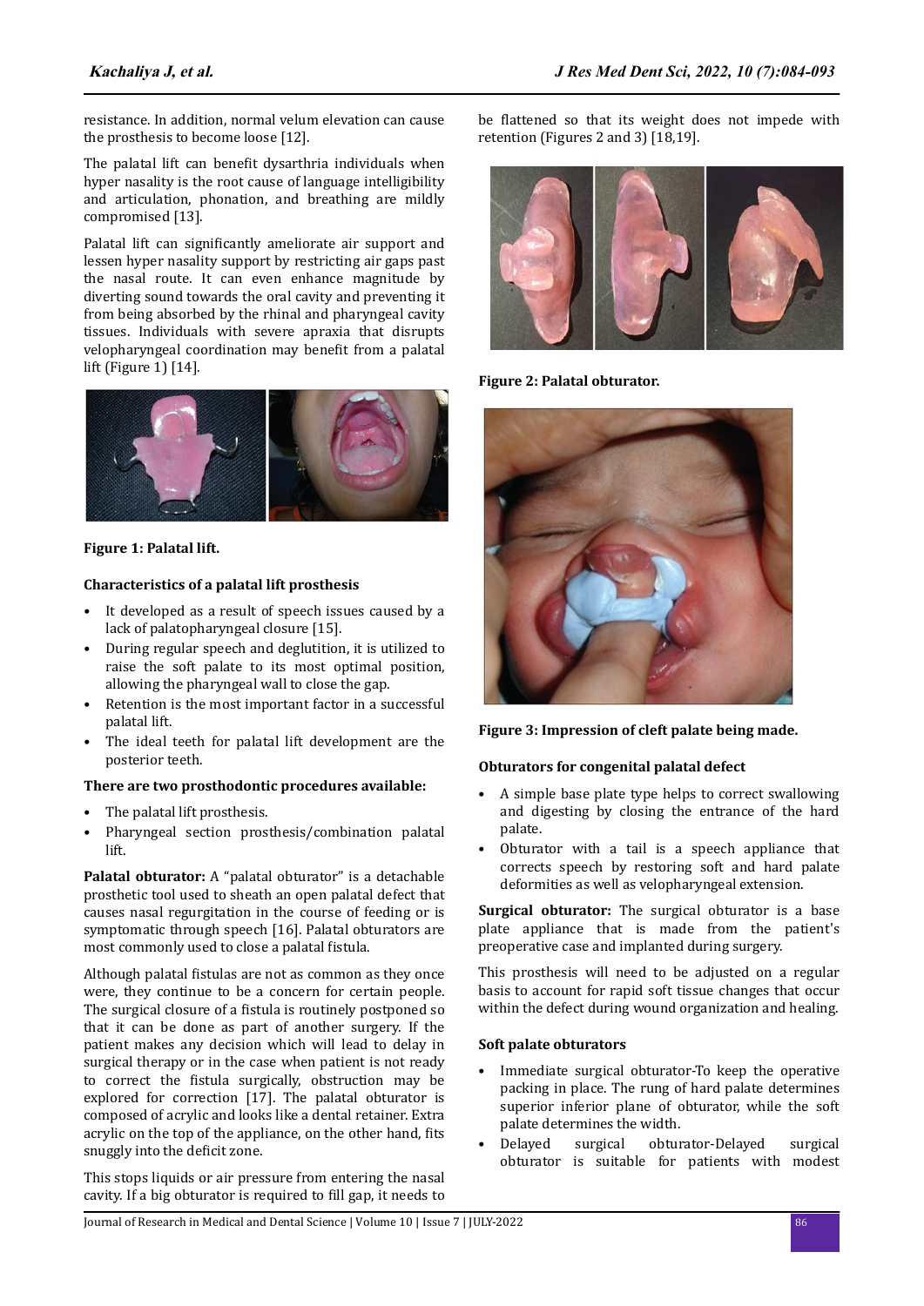resistance. In addition, normal velum elevation can cause the prosthesis to become loose [12].

The palatal lift can benefit dysarthria individuals when hyper nasality is the root cause of language intelligibility and articulation, phonation, and breathing are mildly compromised [13].

Palatal lift can significantly ameliorate air support and lessen hyper nasality support by restricting air gaps past the nasal route. It can even enhance magnitude by diverting sound towards the oral cavity and preventing it from being absorbed by the rhinal and pharyngeal cavity tissues. Individuals with severe apraxia that disrupts velopharyngeal coordination may benefit from a palatal lift (Figure 1) [14].

**Figure 1: Palatal lift.**

#### Characteristics of a palatal lift prosthesis

- It developed as a result of speech issues caused by a lack of palatopharyngeal closure [15].
- During regular speech and deglutition, it is utilized to raise the soft palate to its most optimal position, allowing the pharyngeal wall to close the gap.
- Retention is the most important factor in a successful palatal lift.
- The ideal teeth for palatal lift development are the posterior teeth.

#### There are two prosthodontic procedures available:

- The palatal lift prosthesis.
- Pharyngeal section prosthesis/combination palatal lift.

**Palatal obturator:** A "palatal obturator" is a detachable prosthetic tool used to sheath an open palatal defect that causes nasal regurgitation in the course of feeding or is symptomatic through speech [16]. Palatal obturators are most commonly used to close a palatal fistula.

Although palatal fistulas are not as common as they once were, they continue to be a concern for certain people. The surgical closure of a fistula is routinely postponed so that it can be done as part of another surgery. If the patient makes any decision which will lead to delay in surgical therapy or in the case when patient is not ready to correct the fistula surgically, obstruction may be explored for correction [17]. The palatal obturator is composed of acrylic and looks like a dental retainer. Extra acrylic on the top of the appliance, on the other hand, fits snuggly into the deficit zone.

This stops liquids or air pressure from entering the nasal cavity. If a big obturator is required to fill gap, it needs to be flattened so that its weight does not impede with retention (Figures 2 and 3) [18,19].

**Figure 2: Palatal obturator.**

**Figure 3: Impression of cleft palate being made.**

#### Obturators for congenital palatal defect

- A simple base plate type helps to correct swallowing and digesting by closing the entrance of the hard palate.
- Obturator with a tail is a speech appliance that corrects speech by restoring soft and hard palate deformities as well as velopharyngeal extension.

**Surgical obturator:** The surgical obturator is a base plate appliance that is made from the patient's preoperative case and implanted during surgery.

This prosthesis will need to be adjusted on a regular basis to account for rapid soft tissue changes that occur within the defect during wound organization and healing.

#### Soft palate obturators

- Immediate surgical obturator-To keep the operative packing in place. The rung of hard palate determines superior inferior plane of obturator, while the soft palate determines the width.
- Delayed surgical obturator-Delayed surgical obturator is suitable for patients with modest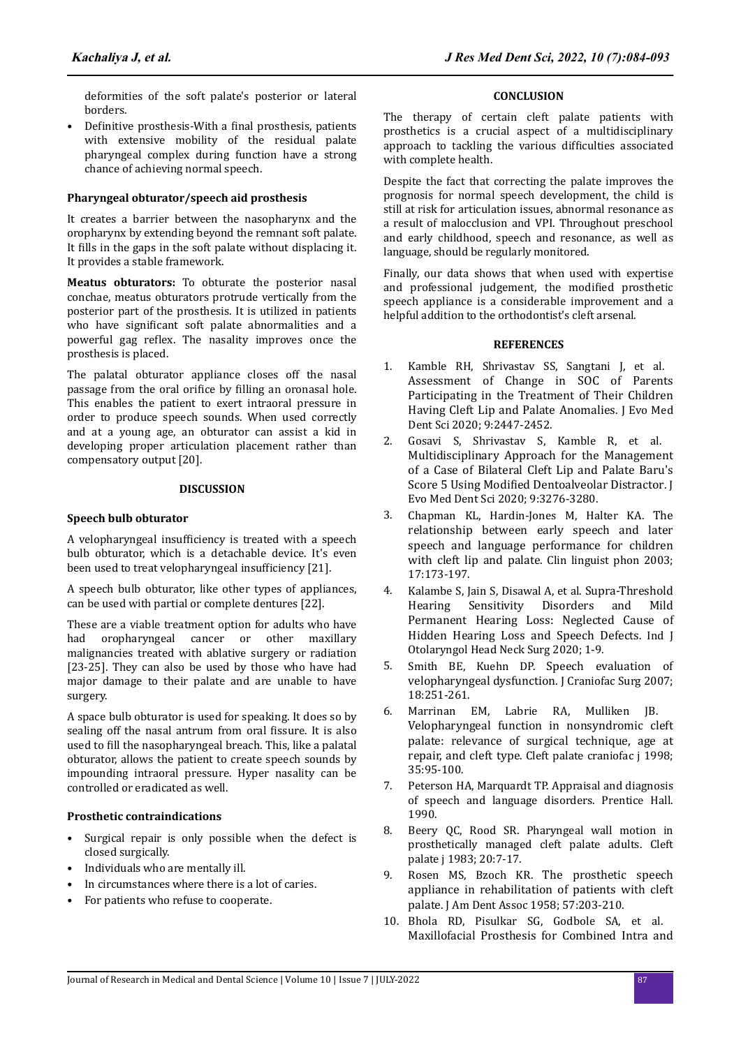deformities of the soft palate's posterior or lateral borders.

- Definitive prosthesis-With a final prosthesis, patients with extensive mobility of the residual palate pharyngeal complex during function have a strong chance of achieving normal speech.

**Pharyngeal obturator/speech aid prosthesis**

It creates a barrier between the nasopharynx and the oropharynx by extending beyond the remnant soft palate. It fills in the gaps in the soft palate without displacing it. It provides a stable framework.

**Meatus obturators:** To obturate the posterior nasal conchae, meatus obturators protrude vertically from the posterior part of the prosthesis. It is utilized in patients who have significant soft palate abnormalities and a powerful gag reflex. The nasality improves once the prosthesis is placed.

The palatal obturator appliance closes off the nasal passage from the oral orifice by filling an oronasal hole. This enables the patient to exert intraoral pressure in order to produce speech sounds. When used correctly and at a young age, an obturator can assist a kid in developing proper articulation placement rather than compensatory output [20].

## DISCUSSION

**Speech bulb obturator**

A velopharyngeal insufficiency is treated with a speech bulb obturator, which is a detachable device. It's even been used to treat velopharyngeal insufficiency [21].

A speech bulb obturator, like other types of appliances, can be used with partial or complete dentures [22].

These are a viable treatment option for adults who have had oropharyngeal cancer or other maxillary malignancies treated with ablative surgery or radiation [23-25]. They can also be used by those who have had major damage to their palate and are unable to have surgery.

A space bulb obturator is used for speaking. It does so by sealing off the nasal antrum from oral fissure. It is also used to fill the nasopharyngeal breach. This, like a palatal obturator, allows the patient to create speech sounds by impounding intraoral pressure. Hyper nasality can be controlled or eradicated as well.

**Prosthetic contraindications**

- Surgical repair is only possible when the defect is closed surgically.
- Individuals who are mentally ill.
- In circumstances where there is a lot of caries.
- For patients who refuse to cooperate.

## CONCLUSION

The therapy of certain cleft palate patients with prosthetics is a crucial aspect of a multidisciplinary approach to tackling the various difficulties associated with complete health.

Despite the fact that correcting the palate improves the prognosis for normal speech development, the child is still at risk for articulation issues, abnormal resonance as a result of malocclusion and VPI. Throughout preschool and early childhood, speech and resonance, as well as language, should be regularly monitored.

Finally, our data shows that when used with expertise and professional judgement, the modified prosthetic speech appliance is a considerable improvement and a helpful addition to the orthodontist's cleft arsenal.

## REFERENCES

1. Kamble RH, Shrivastav SS, Sangtani J, et al. Assessment of Change in SOC of Parents Participating in the Treatment of Their Children Having Cleft Lip and Palate Anomalies. J Evo Med Dent Sci 2020; 9:2447-2452.
2. Gosavi S, Shrivastav S, Kamble R, et al. Multidisciplinary Approach for the Management of a Case of Bilateral Cleft Lip and Palate Baru's Score 5 Using Modified Dentoalveolar Distractor. J Evo Med Dent Sci 2020; 9:3276-3280.
3. Chapman KL, Hardin-Jones M, Halter KA. The relationship between early speech and later speech and language performance for children with cleft lip and palate. Clin linguist phon 2003; 17:173-197.
4. Kalambe S, Jain S, Disawal A, et al. Supra-Threshold Hearing Sensitivity Disorders and Mild Permanent Hearing Loss: Neglected Cause of Hidden Hearing Loss and Speech Defects. Ind J Otolaryngol Head Neck Surg 2020; 1-9.
5. Smith BE, Kuehn DP. Speech evaluation of velopharyngeal dysfunction. J Craniofac Surg 2007; 18:251-261.
6. Marrinan EM, Labrie RA, Mulliken JB. Velopharyngeal function in nonsyndromic cleft palate: relevance of surgical technique, age at repair, and cleft type. Cleft palate craniofac j 1998; 35:95-100.
7. Peterson HA, Marquardt TP. Appraisal and diagnosis of speech and language disorders. Prentice Hall. 1990.
8. Beery QC, Rood SR. Pharyngeal wall motion in prosthetically managed cleft palate adults. Cleft palate j 1983; 20:7-17.
9. Rosen MS, Bzoch KR. The prosthetic speech appliance in rehabilitation of patients with cleft palate. J Am Dent Assoc 1958; 57:203-210.
10. Bhola RD, Pisulkar SG, Godbole SA, et al. Maxillofacial Prosthesis for Combined Intra and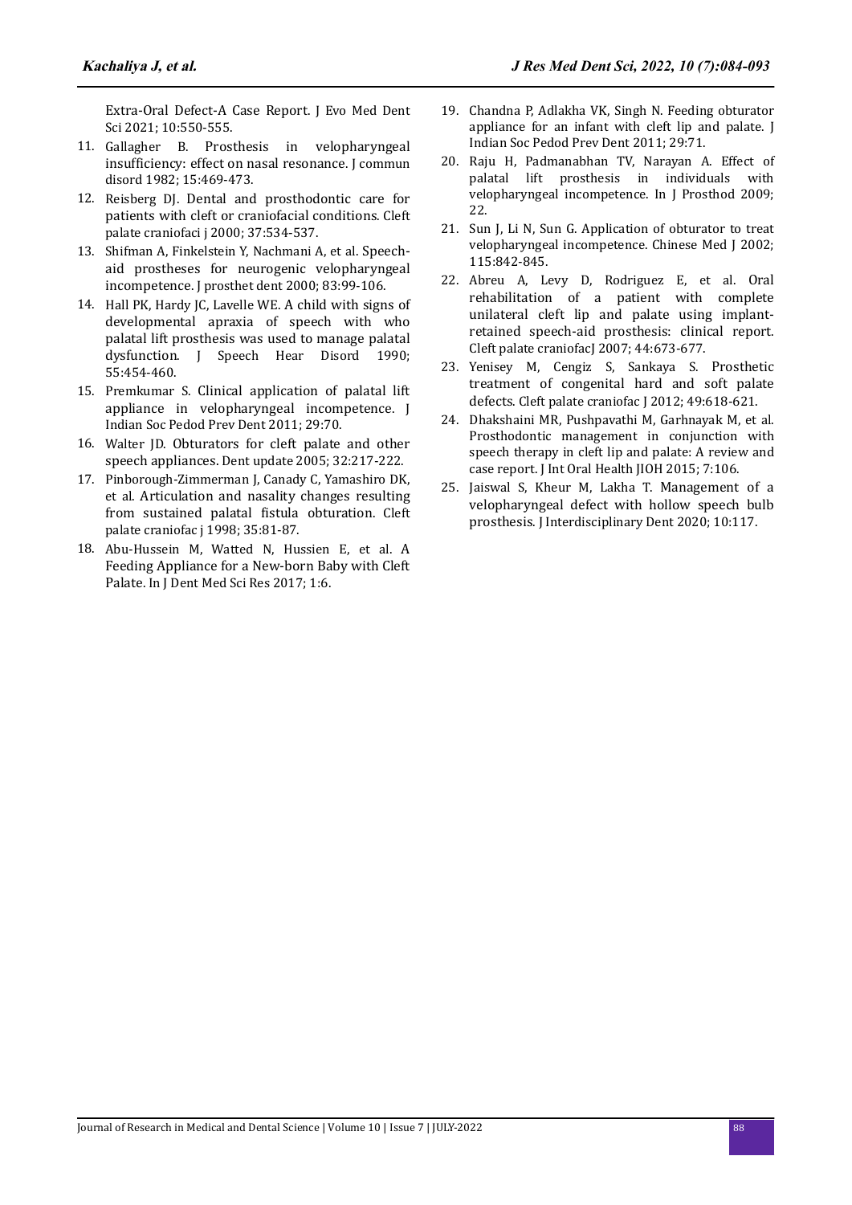Extra-Oral Defect-A Case Report. J Evo Med Dent Sci 2021; 10:550-555.

11. Gallagher B. Prosthesis in velopharyngeal insufficiency: effect on nasal resonance. J commun disord 1982; 15:469-473.
12. Reisberg DJ. Dental and prosthodontic care for patients with cleft or craniofacial conditions. Cleft palate craniofaci j 2000; 37:534-537.
13. Shifman A, Finkelstein Y, Nachmani A, et al. Speech-aid prostheses for neurogenic velopharyngeal incompetence. J prosthet dent 2000; 83:99-106.
14. Hall PK, Hardy JC, Lavelle WE. A child with signs of developmental apraxia of speech with who palatal lift prosthesis was used to manage palatal dysfunction. J Speech Hear Disord 1990; 55:454-460.
15. Premkumar S. Clinical application of palatal lift appliance in velopharyngeal incompetence. J Indian Soc Pedod Prev Dent 2011; 29:70.
16. Walter JD. Obturators for cleft palate and other speech appliances. Dent update 2005; 32:217-222.
17. Pinborough-Zimmerman J, Canady C, Yamashiro DK, et al. Articulation and nasality changes resulting from sustained palatal fistula obturation. Cleft palate craniofac j 1998; 35:81-87.
18. Abu-Hussein M, Watted N, Hussien E, et al. A Feeding Appliance for a New-born Baby with Cleft Palate. In J Dent Med Sci Res 2017; 1:6.
19. Chandna P, Adlakha VK, Singh N. Feeding obturator appliance for an infant with cleft lip and palate. J Indian Soc Pedod Prev Dent 2011; 29:71.
20. Raju H, Padmanabhan TV, Narayan A. Effect of palatal lift prosthesis in individuals with velopharyngeal incompetence. In J Prosthod 2009; 22.
21. Sun J, Li N, Sun G. Application of obturator to treat velopharyngeal incompetence. Chinese Med J 2002; 115:842-845.
22. Abreu A, Levy D, Rodriguez E, et al. Oral rehabilitation of a patient with complete unilateral cleft lip and palate using implant-retained speech-aid prosthesis: clinical report. Cleft palate craniofacJ 2007; 44:673-677.
23. Yenisey M, Cengiz S, Sankaya S. Prosthetic treatment of congenital hard and soft palate defects. Cleft palate craniofac J 2012; 49:618-621.
24. Dhakshaini MR, Pushpavathi M, Garhnayak M, et al. Prosthodontic management in conjunction with speech therapy in cleft lip and palate: A review and case report. J Int Oral Health JIOH 2015; 7:106.
25. Jaiswal S, Kheur M, Lakha T. Management of a velopharyngeal defect with hollow speech bulb prosthesis. J Interdisciplinary Dent 2020; 10:117.